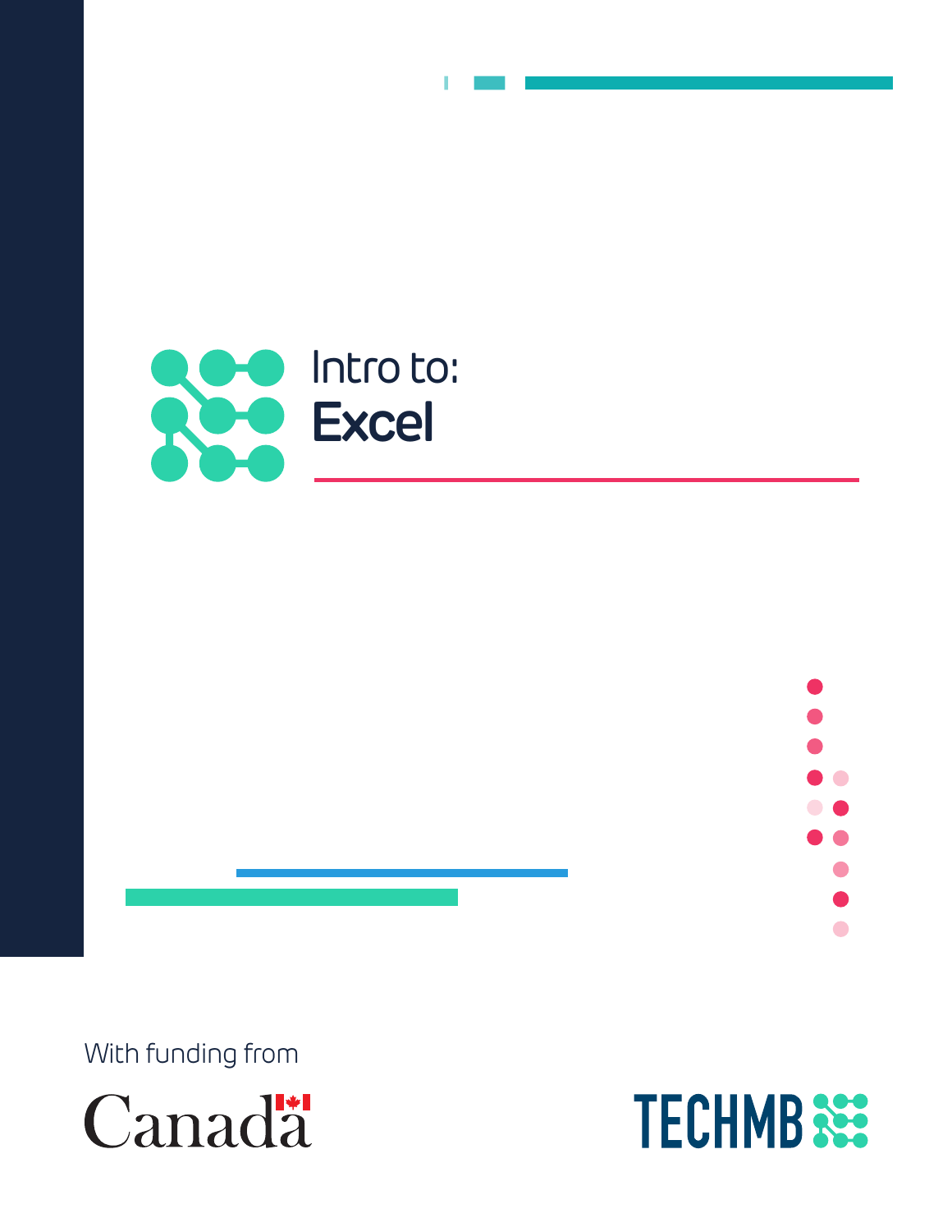# Intro to: **Excel**

With funding from

Canada

TECHMB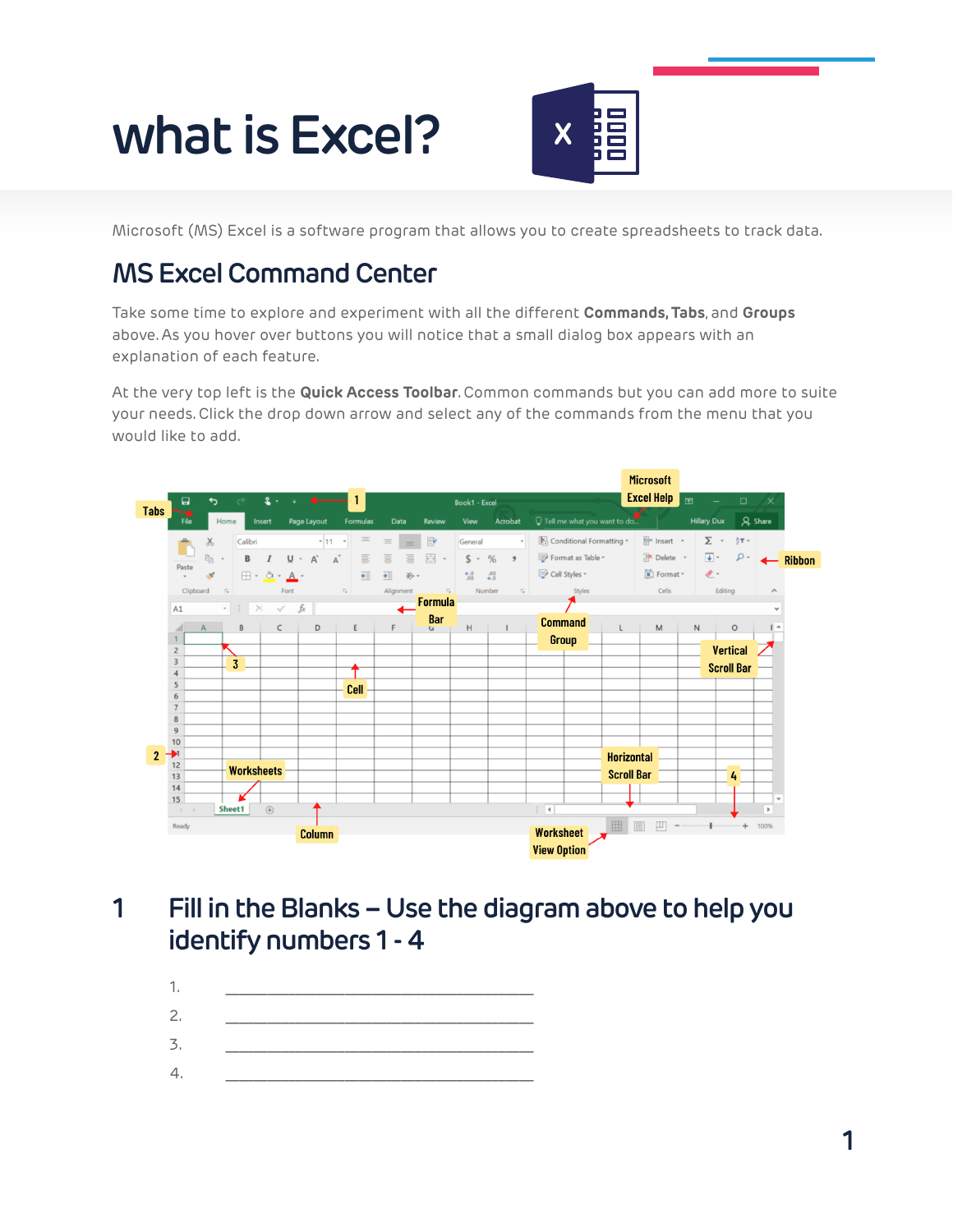# what is Excel?

Microsoft (MS) Excel is a software program that allows you to create spreadsheets to track data.

## MS Excel Command Center

Take some time to explore and experiment with all the different **Commands, Tabs**, and **Groups** above. As you hover over buttons you will notice that a small dialog box appears with an explanation of each feature.

At the very top left is the **Quick Access Toolbar**. Common commands but you can add more to suite your needs. Click the drop down arrow and select any of the commands from the menu that you would like to add.

## 1 Fill in the Blanks – Use the diagram above to help you identify numbers 1 - 4

1. ______________________________
2. ______________________________
3. ______________________________
4. ______________________________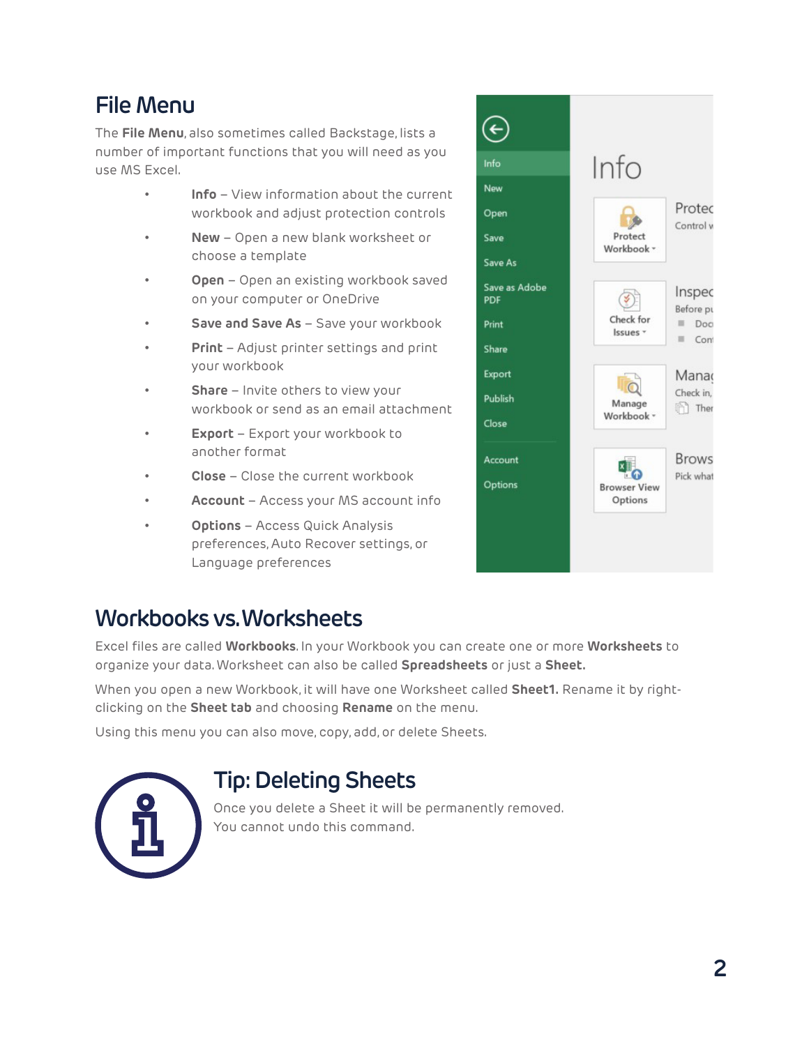## File Menu

The **File Menu**, also sometimes called Backstage, lists a number of important functions that you will need as you use MS Excel.

- **Info** – View information about the current workbook and adjust protection controls
- **New** – Open a new blank worksheet or choose a template
- **Open** – Open an existing workbook saved on your computer or OneDrive
- **Save and Save As** – Save your workbook
- **Print** – Adjust printer settings and print your workbook
- **Share** – Invite others to view your workbook or send as an email attachment
- **Export** – Export your workbook to another format
- **Close** – Close the current workbook
- **Account** – Access your MS account info
- **Options** – Access Quick Analysis preferences, Auto Recover settings, or Language preferences

## Workbooks vs. Worksheets

Excel files are called **Workbooks**. In your Workbook you can create one or more **Worksheets** to organize your data. Worksheet can also be called **Spreadsheets** or just a **Sheet.**

When you open a new Workbook, it will have one Worksheet called **Sheet1.** Rename it by right-clicking on the **Sheet tab** and choosing **Rename** on the menu.

Using this menu you can also move, copy, add, or delete Sheets.

## Tip: Deleting Sheets

Once you delete a Sheet it will be permanently removed. You cannot undo this command.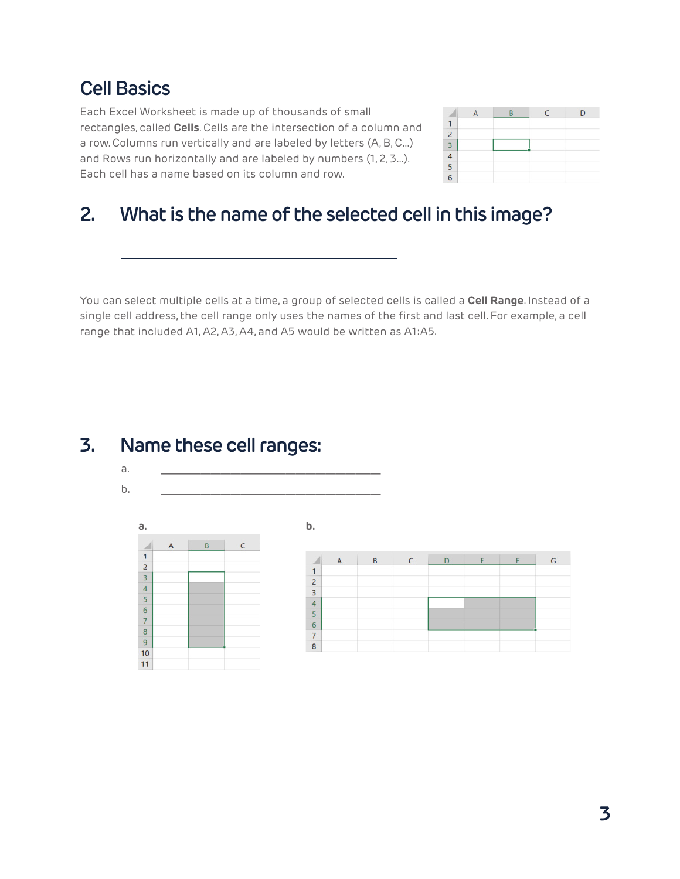## Cell Basics

Each Excel Worksheet is made up of thousands of small rectangles, called **Cells**. Cells are the intersection of a column and a row. Columns run vertically and are labeled by letters (A, B, C...) and Rows run horizontally and are labeled by numbers (1, 2, 3...). Each cell has a name based on its column and row.

## 2. What is the name of the selected cell in this image?

\_\_\_\_\_\_\_\_\_\_\_\_\_\_\_\_\_\_\_\_\_\_\_\_\_\_\_\_\_\_\_\_\_\_\_\_\_\_

You can select multiple cells at a time, a group of selected cells is called a **Cell Range**. Instead of a single cell address, the cell range only uses the names of the first and last cell. For example, a cell range that included A1, A2, A3, A4, and A5 would be written as A1:A5.

## 3. Name these cell ranges:

a. \_\_\_\_\_\_\_\_\_\_\_\_\_\_\_\_\_\_\_\_\_\_\_\_\_\_\_\_\_\_\_\_\_\_\_\_\_\_

b. \_\_\_\_\_\_\_\_\_\_\_\_\_\_\_\_\_\_\_\_\_\_\_\_\_\_\_\_\_\_\_\_\_\_\_\_\_\_

**a.**

**b.**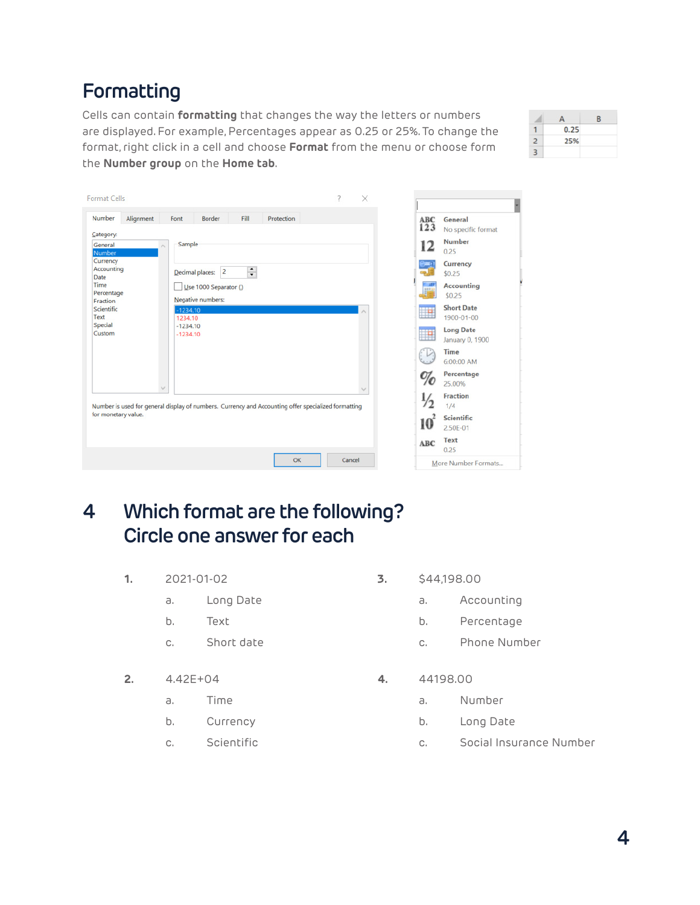# Formatting

Cells can contain **formatting** that changes the way the letters or numbers are displayed. For example, Percentages appear as 0.25 or 25%. To change the format, right click in a cell and choose **Format** from the menu or choose form the **Number group** on the **Home tab**.

## 4 Which format are the following? Circle one answer for each

**1.** 2021-01-02

a. Long Date

b. Text

c. Short date

**2.** 4.42E+04

a. Time

b. Currency

c. Scientific

**3.** $44,198.00

a. Accounting

b. Percentage

c. Phone Number

**4.** 44198.00

a. Number

b. Long Date

c. Social Insurance Number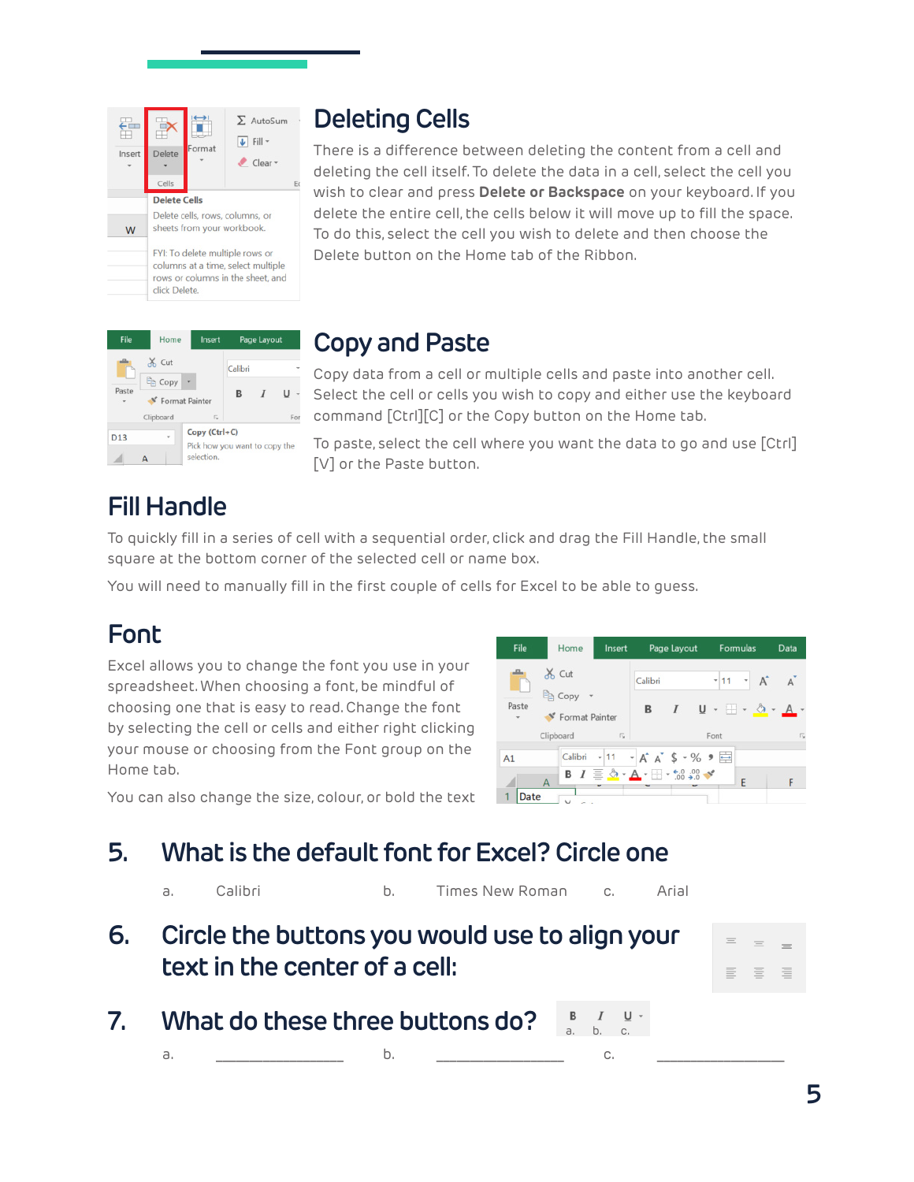## Deleting Cells

There is a difference between deleting the content from a cell and deleting the cell itself. To delete the data in a cell, select the cell you wish to clear and press **Delete or Backspace** on your keyboard. If you delete the entire cell, the cells below it will move up to fill the space. To do this, select the cell you wish to delete and then choose the Delete button on the Home tab of the Ribbon.

## Copy and Paste

Copy data from a cell or multiple cells and paste into another cell. Select the cell or cells you wish to copy and either use the keyboard command [Ctrl][C] or the Copy button on the Home tab.

To paste, select the cell where you want the data to go and use [Ctrl][V] or the Paste button.

## Fill Handle

To quickly fill in a series of cell with a sequential order, click and drag the Fill Handle, the small square at the bottom corner of the selected cell or name box.

You will need to manually fill in the first couple of cells for Excel to be able to guess.

## Font

Excel allows you to change the font you use in your spreadsheet. When choosing a font, be mindful of choosing one that is easy to read. Change the font by selecting the cell or cells and either right clicking your mouse or choosing from the Font group on the Home tab.

You can also change the size, colour, or bold the text

## 5. What is the default font for Excel? Circle one

a. Calibri b. Times New Roman c. Arial

## 6. Circle the buttons you would use to align your text in the center of a cell:

## 7. What do these three buttons do?

a. _______________ b. _______________ c. _______________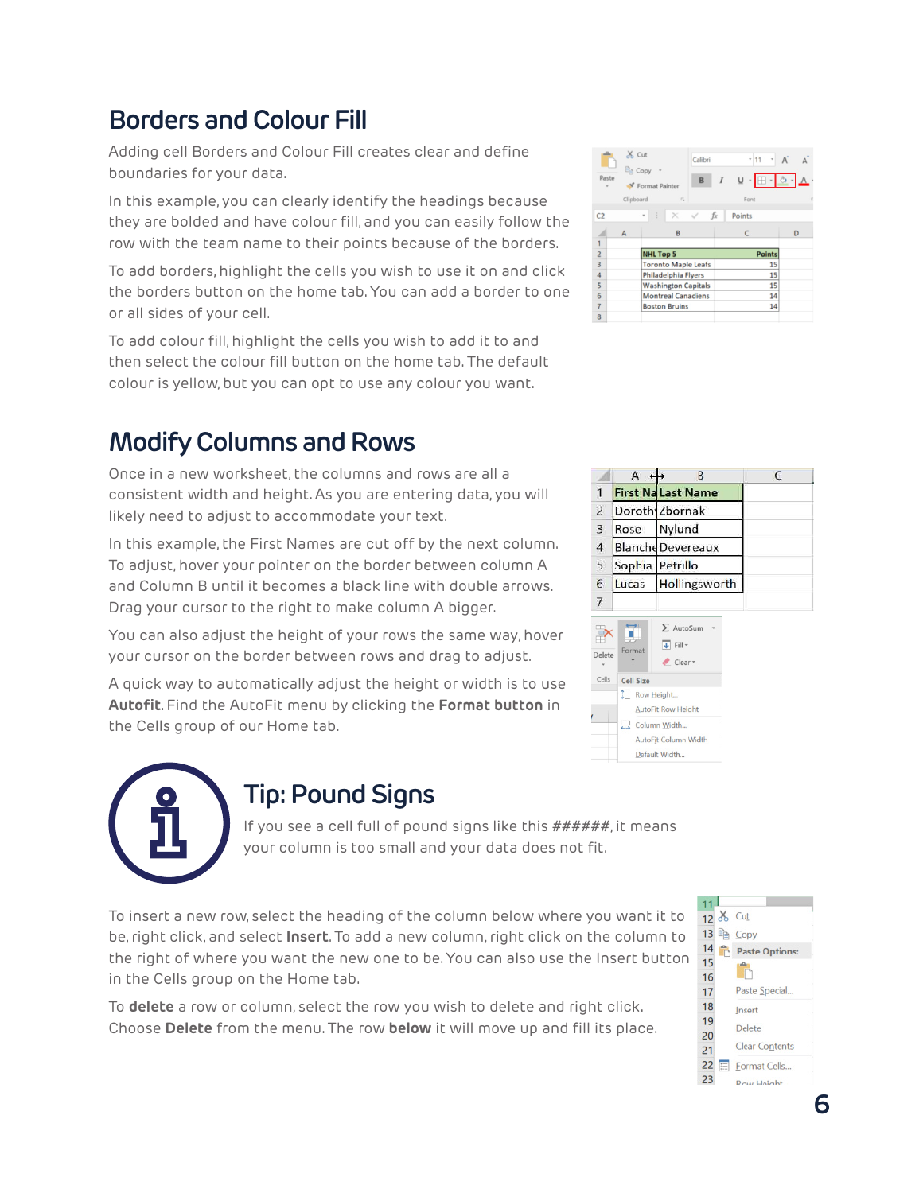## Borders and Colour Fill

Adding cell Borders and Colour Fill creates clear and define boundaries for your data.

In this example, you can clearly identify the headings because they are bolded and have colour fill, and you can easily follow the row with the team name to their points because of the borders.

To add borders, highlight the cells you wish to use it on and click the borders button on the home tab. You can add a border to one or all sides of your cell.

To add colour fill, highlight the cells you wish to add it to and then select the colour fill button on the home tab. The default colour is yellow, but you can opt to use any colour you want.

## Modify Columns and Rows

Once in a new worksheet, the columns and rows are all a consistent width and height. As you are entering data, you will likely need to adjust to accommodate your text.

In this example, the First Names are cut off by the next column. To adjust, hover your pointer on the border between column A and Column B until it becomes a black line with double arrows. Drag your cursor to the right to make column A bigger.

You can also adjust the height of your rows the same way, hover your cursor on the border between rows and drag to adjust.

A quick way to automatically adjust the height or width is to use **Autofit**. Find the AutoFit menu by clicking the **Format button** in the Cells group of our Home tab.

## Tip: Pound Signs

If you see a cell full of pound signs like this ######, it means your column is too small and your data does not fit.

To insert a new row, select the heading of the column below where you want it to be, right click, and select **Insert**. To add a new column, right click on the column to the right of where you want the new one to be. You can also use the Insert button in the Cells group on the Home tab.

To **delete** a row or column, select the row you wish to delete and right click. Choose **Delete** from the menu. The row **below** it will move up and fill its place.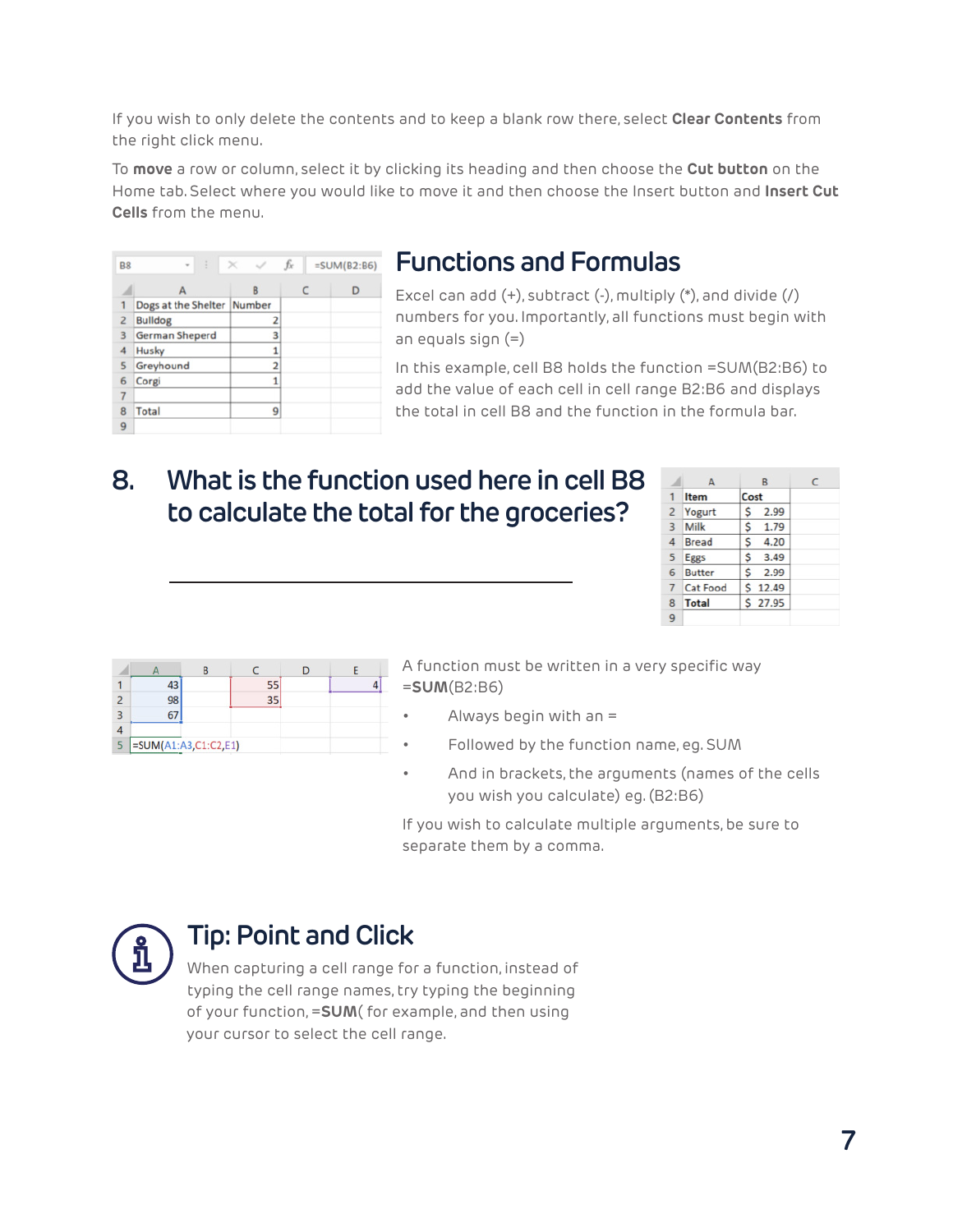If you wish to only delete the contents and to keep a blank row there, select **Clear Contents** from the right click menu.

To **move** a row or column, select it by clicking its heading and then choose the **Cut button** on the Home tab. Select where you would like to move it and then choose the Insert button and **Insert Cut Cells** from the menu.

B8 =SUM(B2:B6)

| | A | B | C | D |
|---|---|---|---|---|
| 1 | Dogs at the Shelter | Number | | |
| 2 | Bulldog | 2 | | |
| 3 | German Sheperd | 3 | | |
| 4 | Husky | 1 | | |
| 5 | Greyhound | 2 | | |
| 6 | Corgi | 1 | | |
| 7 | | | | |
| 8 | Total | 9 | | |
| 9 | | | | |

## Functions and Formulas

Excel can add (+), subtract (-), multiply (*), and divide (/) numbers for you. Importantly, all functions must begin with an equals sign (=)

In this example, cell B8 holds the function =SUM(B2:B6) to add the value of each cell in cell range B2:B6 and displays the total in cell B8 and the function in the formula bar.

## 8. What is the function used here in cell B8 to calculate the total for the groceries?

______________________________

| | A | B | C |
|---|---|---|---|
| 1 | **Item** | **Cost** | |
| 2 | Yogurt | $ 2.99 | |
| 3 | Milk | $ 1.79 | |
| 4 | Bread | $ 4.20 | |
| 5 | Eggs | $ 3.49 | |
| 6 | Butter | $ 2.99 | |
| 7 | Cat Food | $ 12.49 | |
| 8 | **Total** | $ 27.95 | |
| 9 | | | |

| | A | B | C | D | E |
|---|---|---|---|---|---|
| 1 | 43 | | 55 | | 4 |
| 2 | 98 | | 35 | | |
| 3 | 67 | | | | |
| 4 | | | | | |
| 5 | =SUM(A1:A3,C1:C2,E1) | | | | |

A function must be written in a very specific way =**SUM**(B2:B6)

- Always begin with an =
- Followed by the function name, eg. SUM
- And in brackets, the arguments (names of the cells you wish you calculate) eg. (B2:B6)

If you wish to calculate multiple arguments, be sure to separate them by a comma.

## Tip: Point and Click

When capturing a cell range for a function, instead of typing the cell range names, try typing the beginning of your function, =**SUM**( for example, and then using your cursor to select the cell range.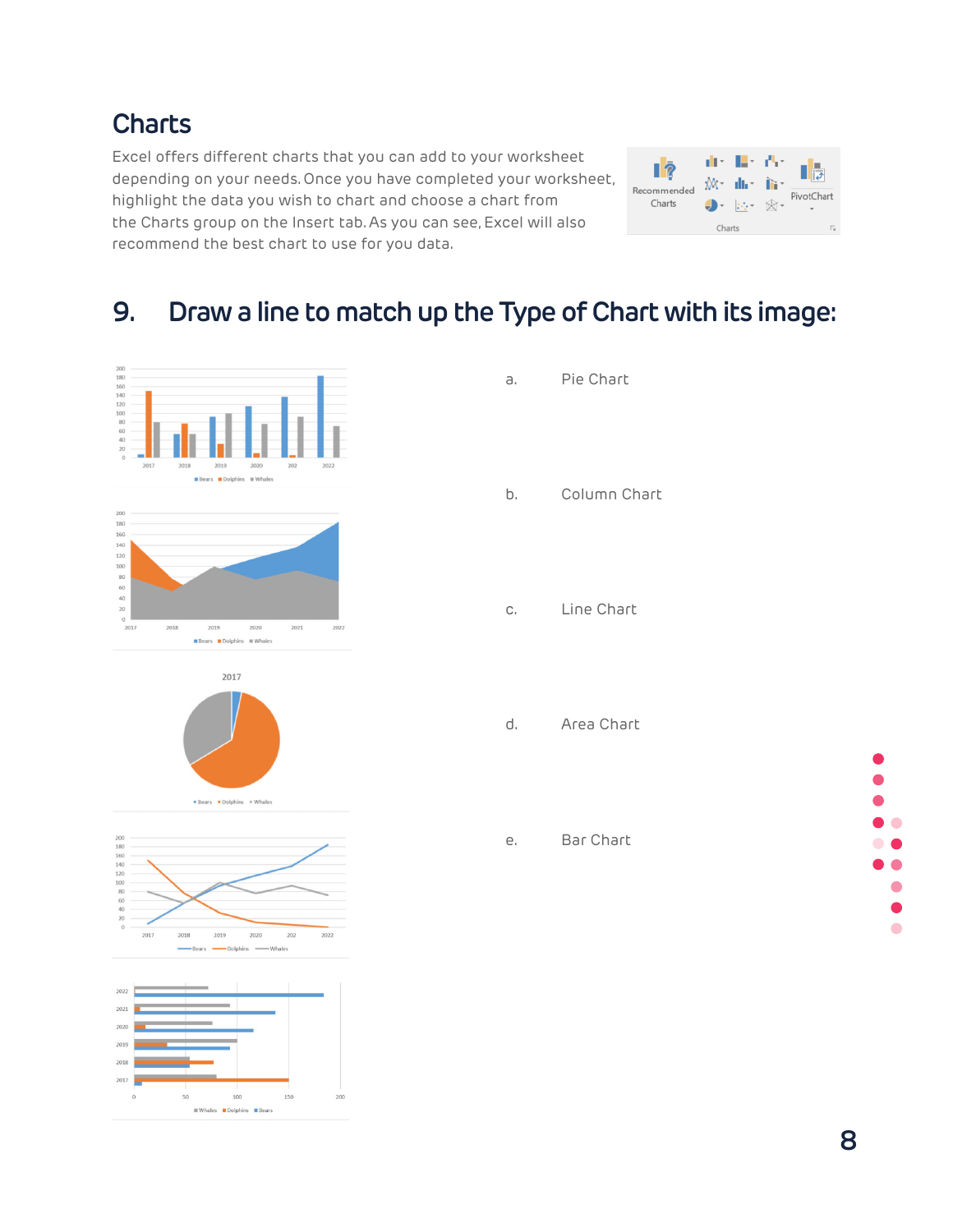## Charts

Excel offers different charts that you can add to your worksheet depending on your needs. Once you have completed your worksheet, highlight the data you wish to chart and choose a chart from the Charts group on the Insert tab. As you can see, Excel will also recommend the best chart to use for you data.

## 9. Draw a line to match up the Type of Chart with its image:

a. Pie Chart

b. Column Chart

c. Line Chart

d. Area Chart

e. Bar Chart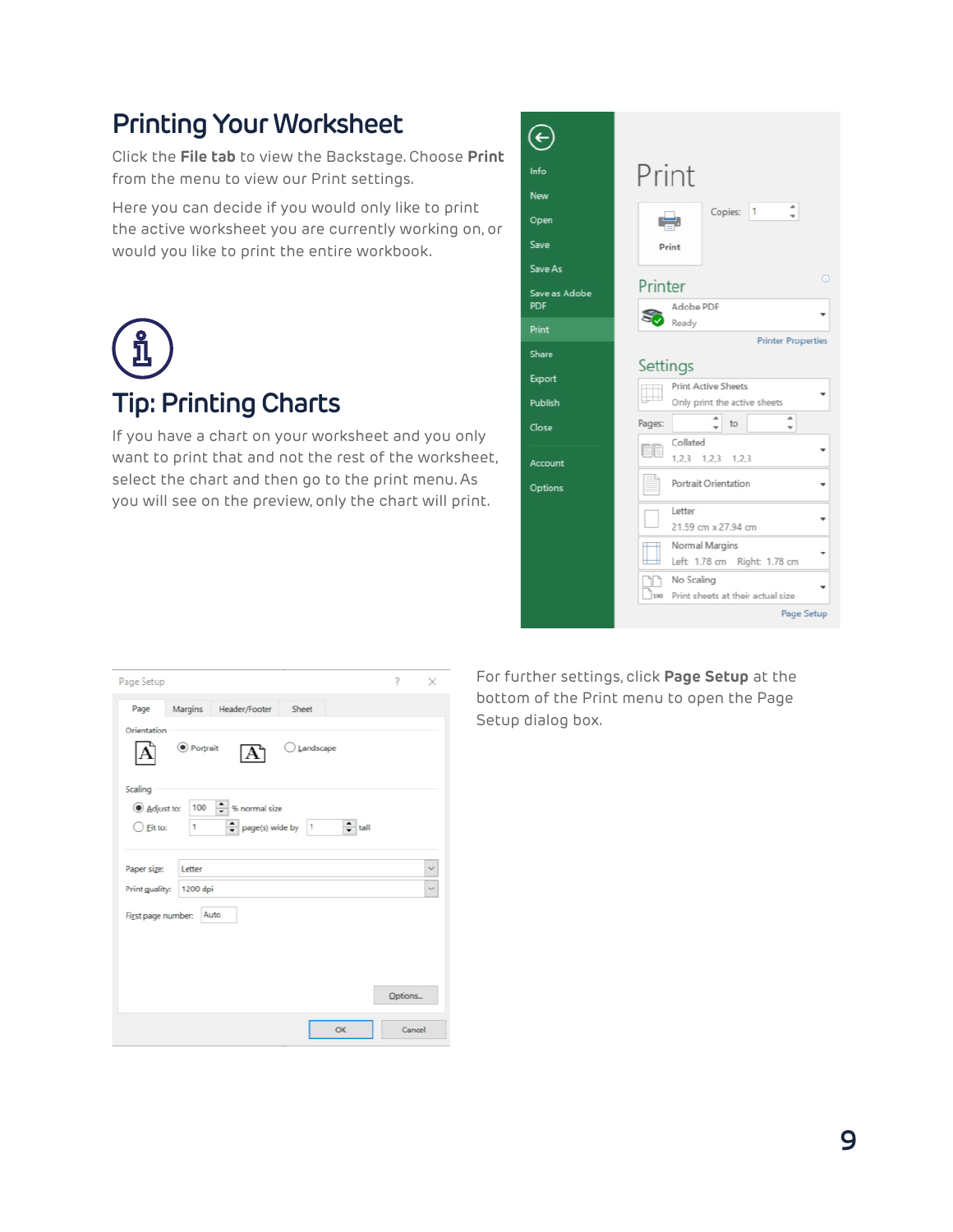## Printing Your Worksheet

Click the **File tab** to view the Backstage. Choose **Print** from the menu to view our Print settings.

Here you can decide if you would only like to print the active worksheet you are currently working on, or would you like to print the entire workbook.

## Tip: Printing Charts

If you have a chart on your worksheet and you only want to print that and not the rest of the worksheet, select the chart and then go to the print menu. As you will see on the preview, only the chart will print.

For further settings, click **Page Setup** at the bottom of the Print menu to open the Page Setup dialog box.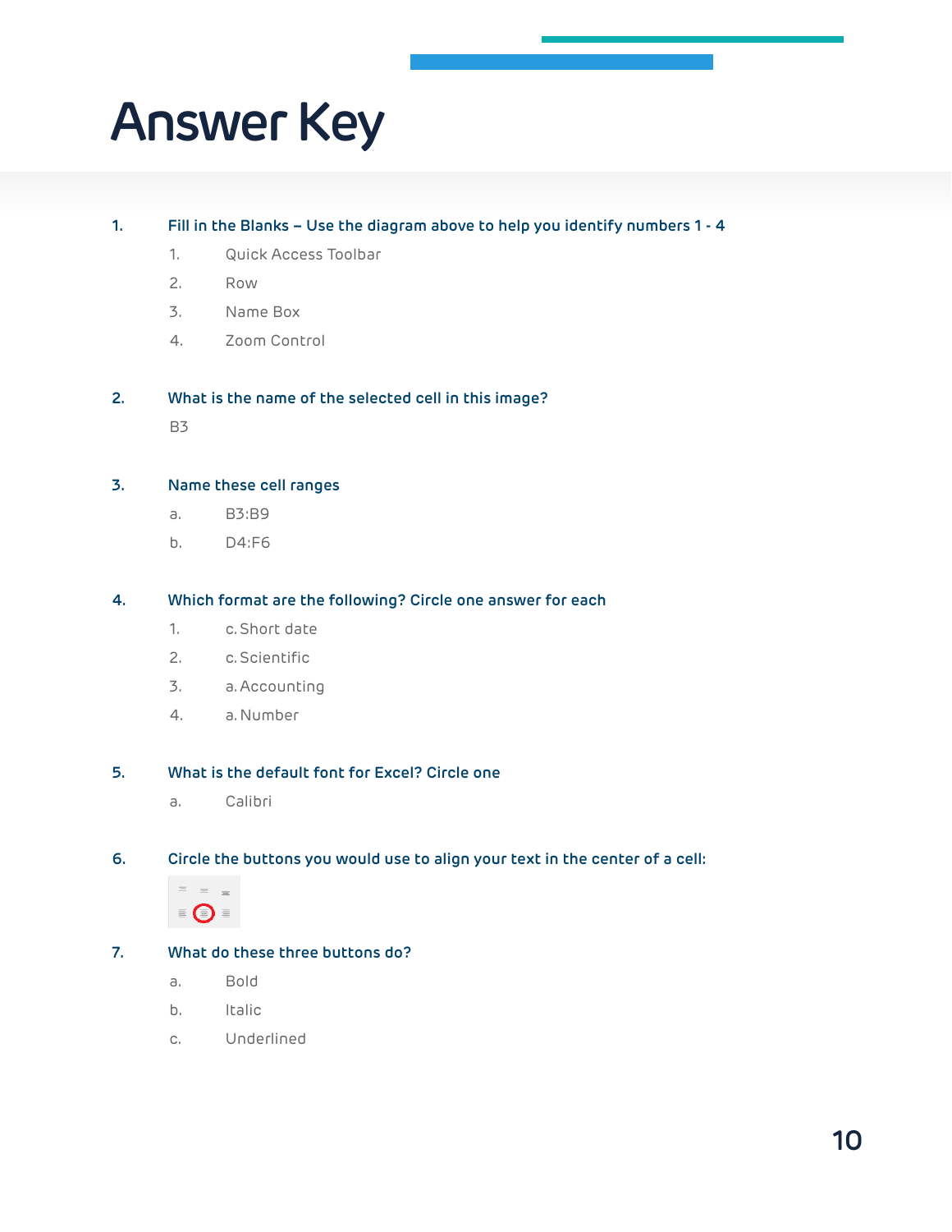# Answer Key

1. **Fill in the Blanks – Use the diagram above to help you identify numbers 1 - 4**
   1. Quick Access Toolbar
   2. Row
   3. Name Box
   4. Zoom Control

2. **What is the name of the selected cell in this image?**

   B3

3. **Name these cell ranges**
   - a. B3:B9
   - b. D4:F6

4. **Which format are the following? Circle one answer for each**
   1. c. Short date
   2. c. Scientific
   3. a. Accounting
   4. a. Number

5. **What is the default font for Excel? Circle one**
   - a. Calibri

6. **Circle the buttons you would use to align your text in the center of a cell:**

7. **What do these three buttons do?**
   - a. Bold
   - b. Italic
   - c. Underlined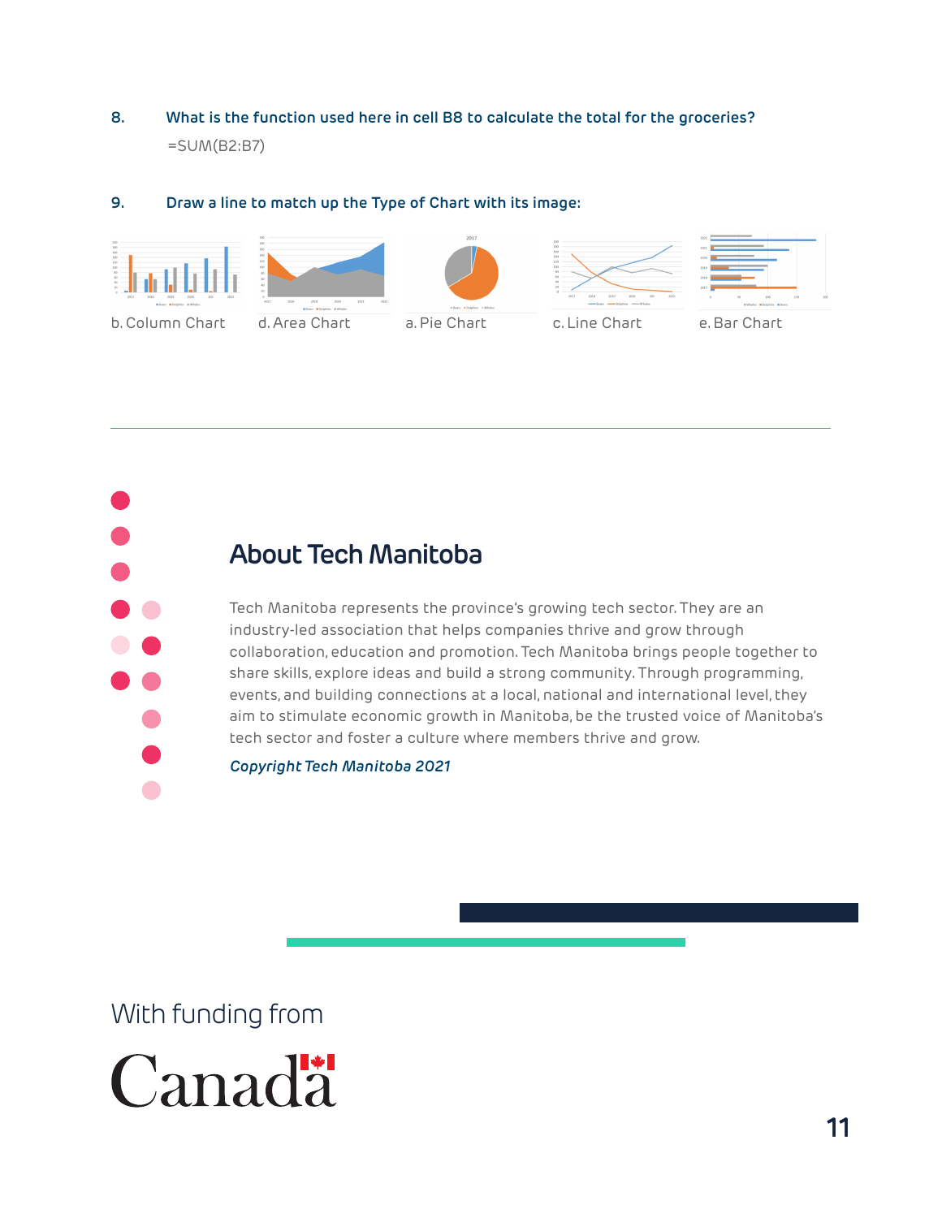8. **What is the function used here in cell B8 to calculate the total for the groceries?**

   =SUM(B2:B7)

9. **Draw a line to match up the Type of Chart with its image:**

b. Column Chart

d. Area Chart

a. Pie Chart

c. Line Chart

e. Bar Chart

---

## About Tech Manitoba

Tech Manitoba represents the province's growing tech sector. They are an industry-led association that helps companies thrive and grow through collaboration, education and promotion. Tech Manitoba brings people together to share skills, explore ideas and build a strong community. Through programming, events, and building connections at a local, national and international level, they aim to stimulate economic growth in Manitoba, be the trusted voice of Manitoba's tech sector and foster a culture where members thrive and grow.

***Copyright Tech Manitoba 2021***

With funding from

Canada